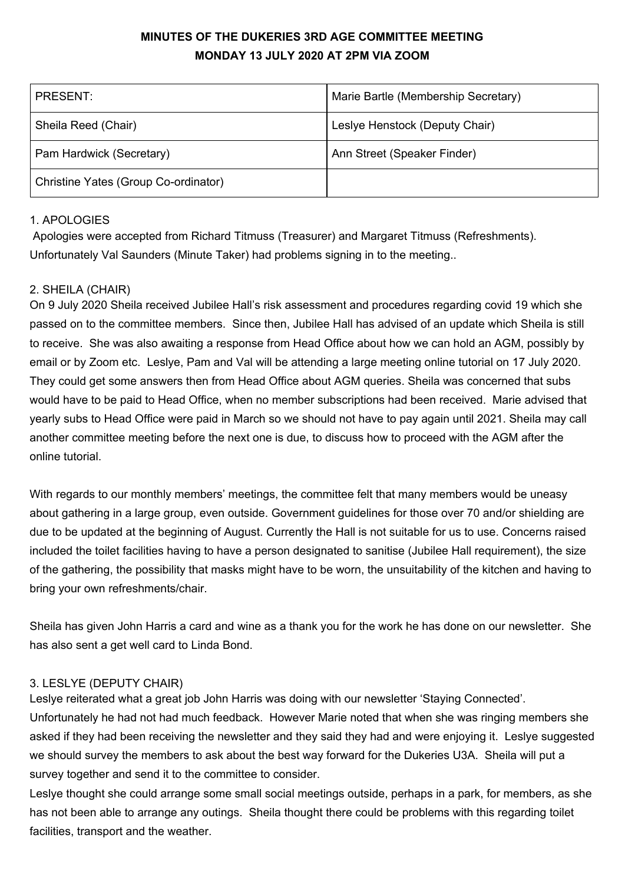# MINUTES OF THE DUKERIES 3RD AGE COMMITTEE MEETING
## MONDAY 13 JULY 2020 AT 2PM VIA ZOOM

| PRESENT: | Marie Bartle (Membership Secretary) |
|---|---|
| Sheila Reed (Chair) | Leslye Henstock (Deputy Chair) |
| Pam Hardwick (Secretary) | Ann Street (Speaker Finder) |
| Christine Yates (Group Co-ordinator) | |

1. APOLOGIES

Apologies were accepted from Richard Titmuss (Treasurer) and Margaret Titmuss (Refreshments). Unfortunately Val Saunders (Minute Taker) had problems signing in to the meeting..

2. SHEILA (CHAIR)

On 9 July 2020 Sheila received Jubilee Hall's risk assessment and procedures regarding covid 19 which she passed on to the committee members. Since then, Jubilee Hall has advised of an update which Sheila is still to receive. She was also awaiting a response from Head Office about how we can hold an AGM, possibly by email or by Zoom etc. Leslye, Pam and Val will be attending a large meeting online tutorial on 17 July 2020. They could get some answers then from Head Office about AGM queries. Sheila was concerned that subs would have to be paid to Head Office, when no member subscriptions had been received. Marie advised that yearly subs to Head Office were paid in March so we should not have to pay again until 2021. Sheila may call another committee meeting before the next one is due, to discuss how to proceed with the AGM after the online tutorial.

With regards to our monthly members' meetings, the committee felt that many members would be uneasy about gathering in a large group, even outside. Government guidelines for those over 70 and/or shielding are due to be updated at the beginning of August. Currently the Hall is not suitable for us to use. Concerns raised included the toilet facilities having to have a person designated to sanitise (Jubilee Hall requirement), the size of the gathering, the possibility that masks might have to be worn, the unsuitability of the kitchen and having to bring your own refreshments/chair.

Sheila has given John Harris a card and wine as a thank you for the work he has done on our newsletter. She has also sent a get well card to Linda Bond.

3. LESLYE (DEPUTY CHAIR)

Leslye reiterated what a great job John Harris was doing with our newsletter 'Staying Connected'. Unfortunately he had not had much feedback. However Marie noted that when she was ringing members she asked if they had been receiving the newsletter and they said they had and were enjoying it. Leslye suggested we should survey the members to ask about the best way forward for the Dukeries U3A. Sheila will put a survey together and send it to the committee to consider.

Leslye thought she could arrange some small social meetings outside, perhaps in a park, for members, as she has not been able to arrange any outings. Sheila thought there could be problems with this regarding toilet facilities, transport and the weather.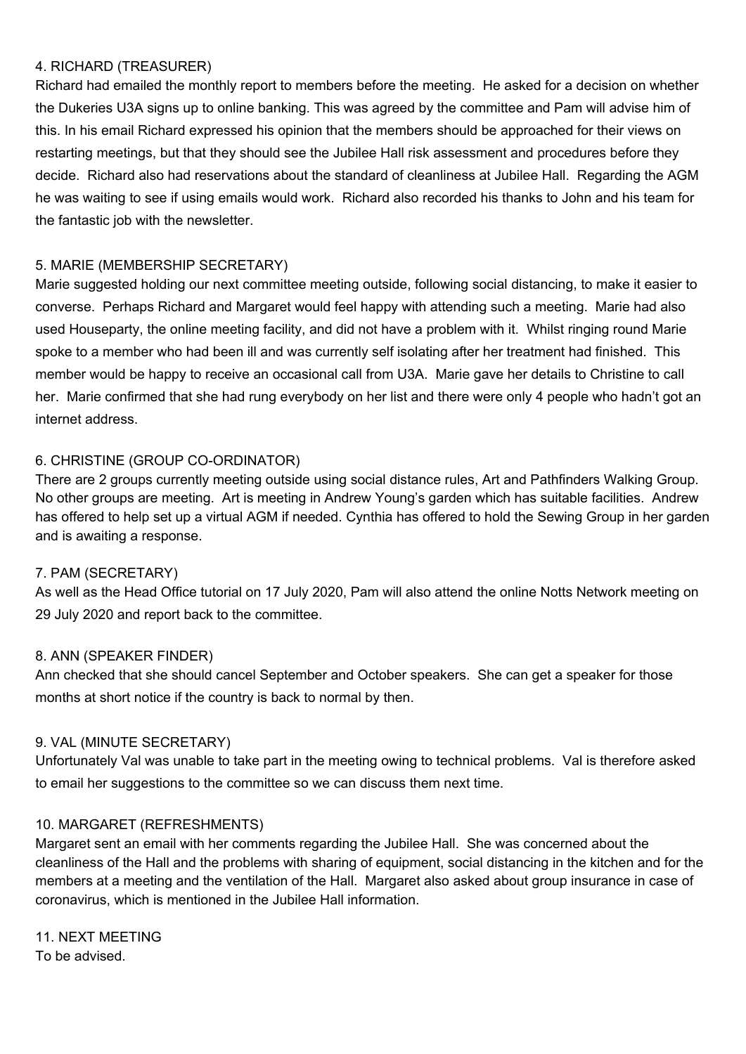### 4. RICHARD (TREASURER)

Richard had emailed the monthly report to members before the meeting. He asked for a decision on whether the Dukeries U3A signs up to online banking. This was agreed by the committee and Pam will advise him of this. In his email Richard expressed his opinion that the members should be approached for their views on restarting meetings, but that they should see the Jubilee Hall risk assessment and procedures before they decide. Richard also had reservations about the standard of cleanliness at Jubilee Hall. Regarding the AGM he was waiting to see if using emails would work. Richard also recorded his thanks to John and his team for the fantastic job with the newsletter.

### 5. MARIE (MEMBERSHIP SECRETARY)

Marie suggested holding our next committee meeting outside, following social distancing, to make it easier to converse. Perhaps Richard and Margaret would feel happy with attending such a meeting. Marie had also used Houseparty, the online meeting facility, and did not have a problem with it. Whilst ringing round Marie spoke to a member who had been ill and was currently self isolating after her treatment had finished. This member would be happy to receive an occasional call from U3A. Marie gave her details to Christine to call her. Marie confirmed that she had rung everybody on her list and there were only 4 people who hadn't got an internet address.

### 6. CHRISTINE (GROUP CO-ORDINATOR)

There are 2 groups currently meeting outside using social distance rules, Art and Pathfinders Walking Group. No other groups are meeting. Art is meeting in Andrew Young's garden which has suitable facilities. Andrew has offered to help set up a virtual AGM if needed. Cynthia has offered to hold the Sewing Group in her garden and is awaiting a response.

### 7. PAM (SECRETARY)

As well as the Head Office tutorial on 17 July 2020, Pam will also attend the online Notts Network meeting on 29 July 2020 and report back to the committee.

### 8. ANN (SPEAKER FINDER)

Ann checked that she should cancel September and October speakers. She can get a speaker for those months at short notice if the country is back to normal by then.

### 9. VAL (MINUTE SECRETARY)

Unfortunately Val was unable to take part in the meeting owing to technical problems. Val is therefore asked to email her suggestions to the committee so we can discuss them next time.

### 10. MARGARET (REFRESHMENTS)

Margaret sent an email with her comments regarding the Jubilee Hall. She was concerned about the cleanliness of the Hall and the problems with sharing of equipment, social distancing in the kitchen and for the members at a meeting and the ventilation of the Hall. Margaret also asked about group insurance in case of coronavirus, which is mentioned in the Jubilee Hall information.

### 11. NEXT MEETING

To be advised.